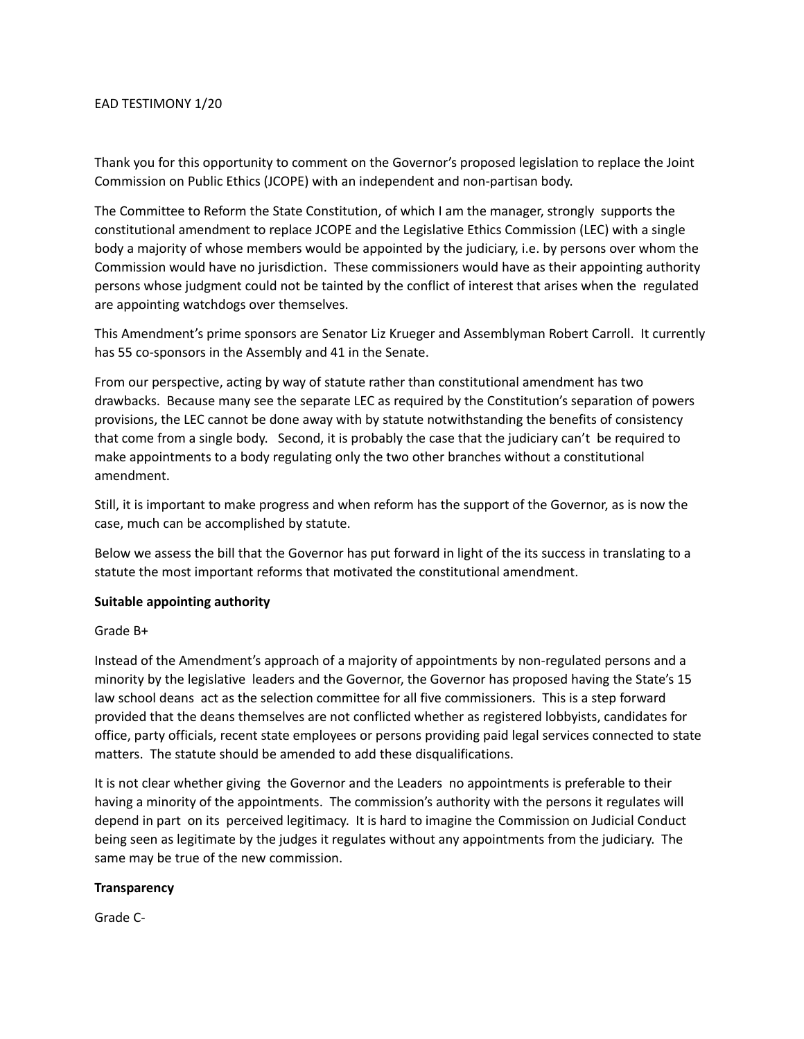EAD TESTIMONY 1/20

Thank you for this opportunity to comment on the Governor's proposed legislation to replace the Joint Commission on Public Ethics (JCOPE) with an independent and non-partisan body.

The Committee to Reform the State Constitution, of which I am the manager, strongly supports the constitutional amendment to replace JCOPE and the Legislative Ethics Commission (LEC) with a single body a majority of whose members would be appointed by the judiciary, i.e. by persons over whom the Commission would have no jurisdiction. These commissioners would have as their appointing authority persons whose judgment could not be tainted by the conflict of interest that arises when the regulated are appointing watchdogs over themselves.

This Amendment's prime sponsors are Senator Liz Krueger and Assemblyman Robert Carroll. It currently has 55 co-sponsors in the Assembly and 41 in the Senate.

From our perspective, acting by way of statute rather than constitutional amendment has two drawbacks. Because many see the separate LEC as required by the Constitution's separation of powers provisions, the LEC cannot be done away with by statute notwithstanding the benefits of consistency that come from a single body. Second, it is probably the case that the judiciary can't be required to make appointments to a body regulating only the two other branches without a constitutional amendment.

Still, it is important to make progress and when reform has the support of the Governor, as is now the case, much can be accomplished by statute.

Below we assess the bill that the Governor has put forward in light of the its success in translating to a statute the most important reforms that motivated the constitutional amendment.

**Suitable appointing authority**

Grade B+

Instead of the Amendment's approach of a majority of appointments by non-regulated persons and a minority by the legislative leaders and the Governor, the Governor has proposed having the State's 15 law school deans act as the selection committee for all five commissioners. This is a step forward provided that the deans themselves are not conflicted whether as registered lobbyists, candidates for office, party officials, recent state employees or persons providing paid legal services connected to state matters. The statute should be amended to add these disqualifications.

It is not clear whether giving the Governor and the Leaders no appointments is preferable to their having a minority of the appointments. The commission's authority with the persons it regulates will depend in part on its perceived legitimacy. It is hard to imagine the Commission on Judicial Conduct being seen as legitimate by the judges it regulates without any appointments from the judiciary. The same may be true of the new commission.

**Transparency**

Grade C-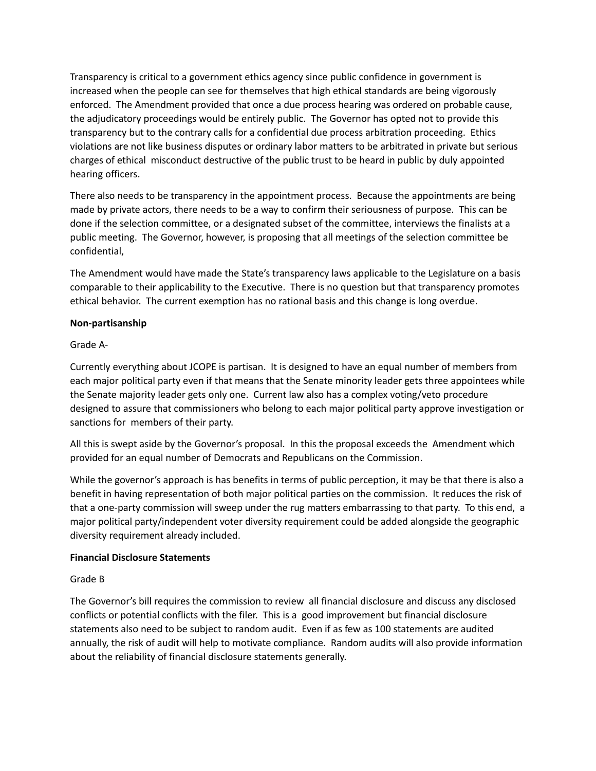Transparency is critical to a government ethics agency since public confidence in government is increased when the people can see for themselves that high ethical standards are being vigorously enforced. The Amendment provided that once a due process hearing was ordered on probable cause, the adjudicatory proceedings would be entirely public. The Governor has opted not to provide this transparency but to the contrary calls for a confidential due process arbitration proceeding. Ethics violations are not like business disputes or ordinary labor matters to be arbitrated in private but serious charges of ethical misconduct destructive of the public trust to be heard in public by duly appointed hearing officers.

There also needs to be transparency in the appointment process. Because the appointments are being made by private actors, there needs to be a way to confirm their seriousness of purpose. This can be done if the selection committee, or a designated subset of the committee, interviews the finalists at a public meeting. The Governor, however, is proposing that all meetings of the selection committee be confidential,

The Amendment would have made the State's transparency laws applicable to the Legislature on a basis comparable to their applicability to the Executive. There is no question but that transparency promotes ethical behavior. The current exemption has no rational basis and this change is long overdue.

**Non-partisanship**

Grade A-

Currently everything about JCOPE is partisan. It is designed to have an equal number of members from each major political party even if that means that the Senate minority leader gets three appointees while the Senate majority leader gets only one. Current law also has a complex voting/veto procedure designed to assure that commissioners who belong to each major political party approve investigation or sanctions for members of their party.

All this is swept aside by the Governor's proposal. In this the proposal exceeds the Amendment which provided for an equal number of Democrats and Republicans on the Commission.

While the governor's approach is has benefits in terms of public perception, it may be that there is also a benefit in having representation of both major political parties on the commission. It reduces the risk of that a one-party commission will sweep under the rug matters embarrassing to that party. To this end, a major political party/independent voter diversity requirement could be added alongside the geographic diversity requirement already included.

**Financial Disclosure Statements**

Grade B

The Governor's bill requires the commission to review all financial disclosure and discuss any disclosed conflicts or potential conflicts with the filer. This is a good improvement but financial disclosure statements also need to be subject to random audit. Even if as few as 100 statements are audited annually, the risk of audit will help to motivate compliance. Random audits will also provide information about the reliability of financial disclosure statements generally.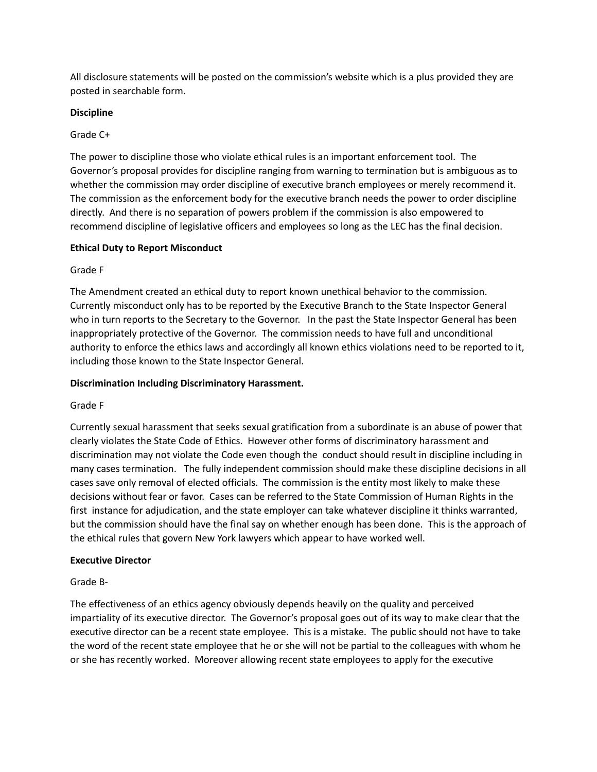All disclosure statements will be posted on the commission's website which is a plus provided they are posted in searchable form.

**Discipline**

Grade C+

The power to discipline those who violate ethical rules is an important enforcement tool. The Governor's proposal provides for discipline ranging from warning to termination but is ambiguous as to whether the commission may order discipline of executive branch employees or merely recommend it. The commission as the enforcement body for the executive branch needs the power to order discipline directly. And there is no separation of powers problem if the commission is also empowered to recommend discipline of legislative officers and employees so long as the LEC has the final decision.

**Ethical Duty to Report Misconduct**

Grade F

The Amendment created an ethical duty to report known unethical behavior to the commission. Currently misconduct only has to be reported by the Executive Branch to the State Inspector General who in turn reports to the Secretary to the Governor. In the past the State Inspector General has been inappropriately protective of the Governor. The commission needs to have full and unconditional authority to enforce the ethics laws and accordingly all known ethics violations need to be reported to it, including those known to the State Inspector General.

**Discrimination Including Discriminatory Harassment.**

Grade F

Currently sexual harassment that seeks sexual gratification from a subordinate is an abuse of power that clearly violates the State Code of Ethics. However other forms of discriminatory harassment and discrimination may not violate the Code even though the conduct should result in discipline including in many cases termination. The fully independent commission should make these discipline decisions in all cases save only removal of elected officials. The commission is the entity most likely to make these decisions without fear or favor. Cases can be referred to the State Commission of Human Rights in the first instance for adjudication, and the state employer can take whatever discipline it thinks warranted, but the commission should have the final say on whether enough has been done. This is the approach of the ethical rules that govern New York lawyers which appear to have worked well.

**Executive Director**

Grade B-

The effectiveness of an ethics agency obviously depends heavily on the quality and perceived impartiality of its executive director. The Governor's proposal goes out of its way to make clear that the executive director can be a recent state employee. This is a mistake. The public should not have to take the word of the recent state employee that he or she will not be partial to the colleagues with whom he or she has recently worked. Moreover allowing recent state employees to apply for the executive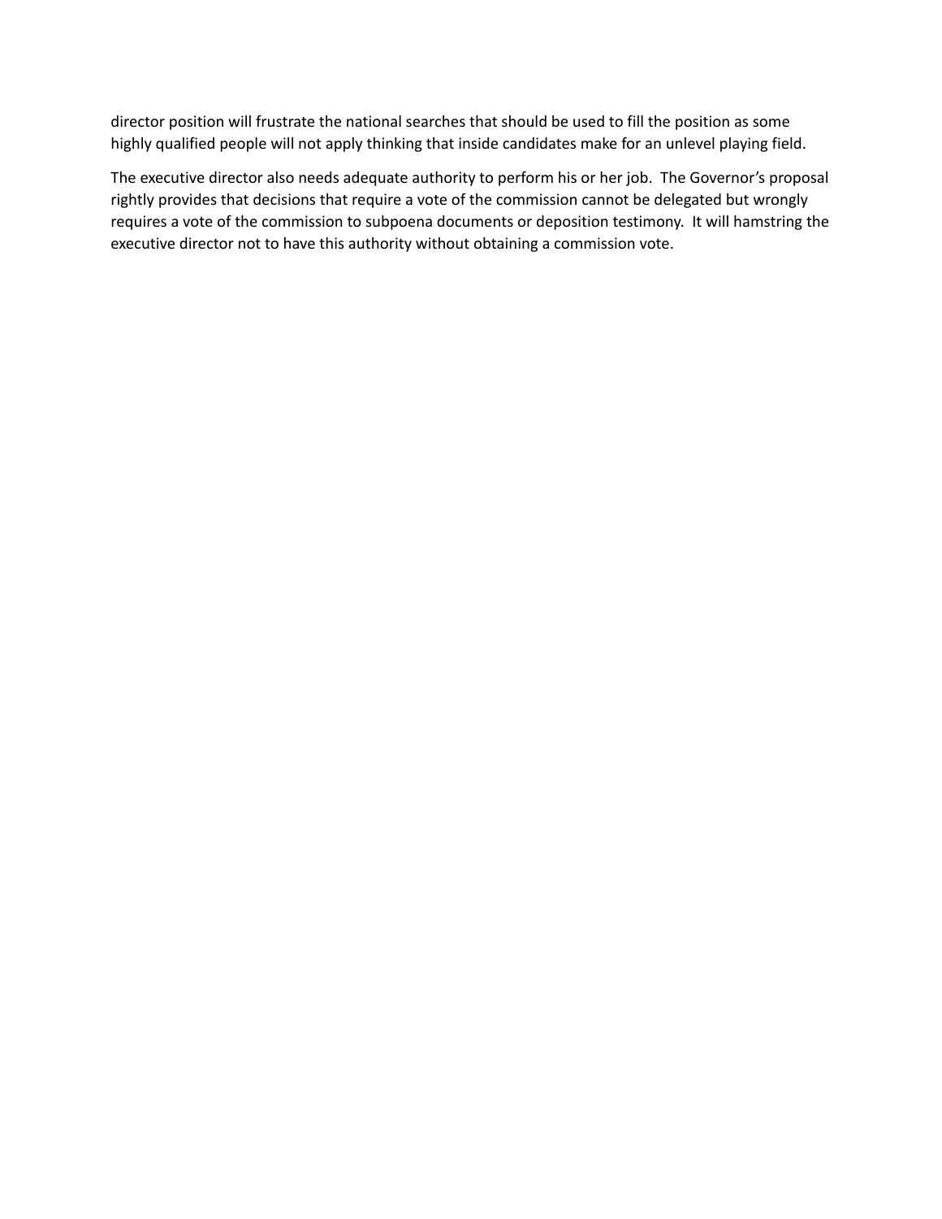director position will frustrate the national searches that should be used to fill the position as some highly qualified people will not apply thinking that inside candidates make for an unlevel playing field.

The executive director also needs adequate authority to perform his or her job. The Governor's proposal rightly provides that decisions that require a vote of the commission cannot be delegated but wrongly requires a vote of the commission to subpoena documents or deposition testimony. It will hamstring the executive director not to have this authority without obtaining a commission vote.